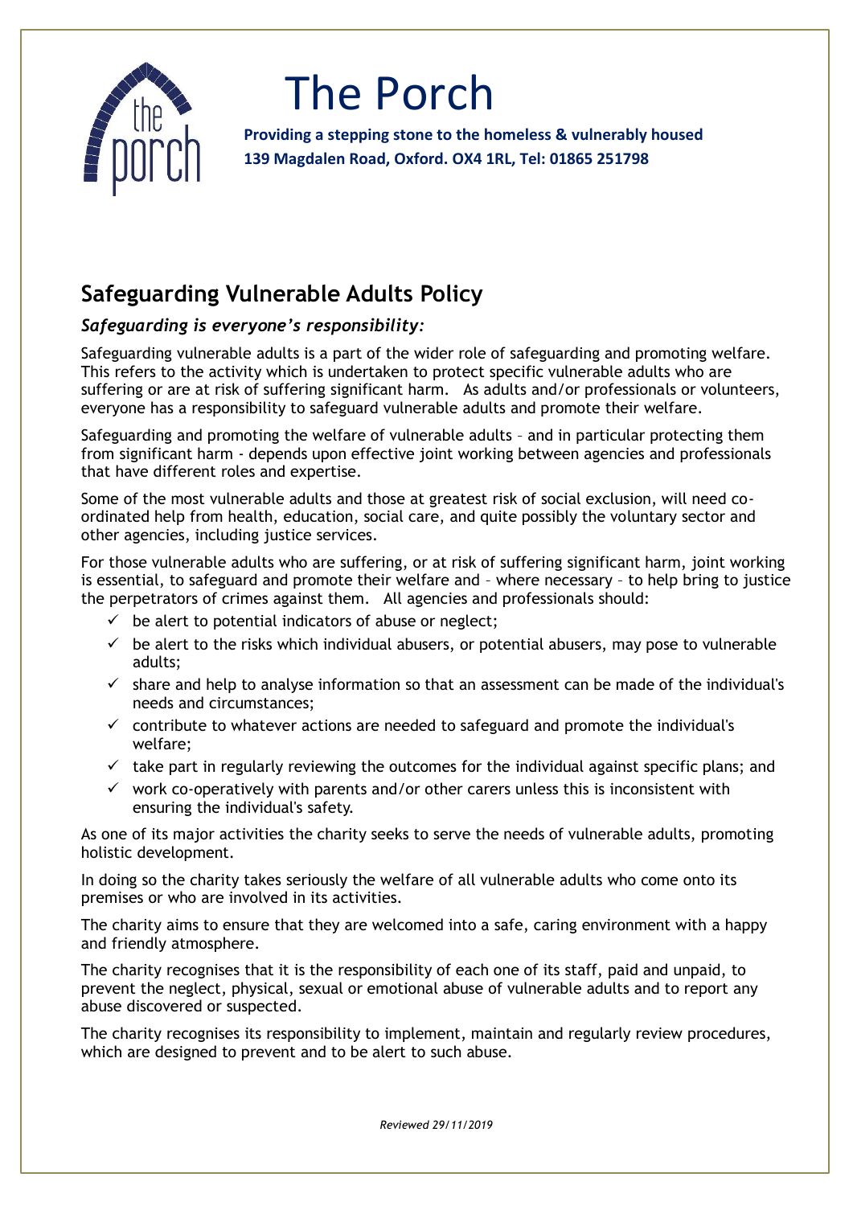# The Porch

**Providing a stepping stone to the homeless & vulnerably housed**
**139 Magdalen Road, Oxford. OX4 1RL, Tel: 01865 251798**

## Safeguarding Vulnerable Adults Policy

### *Safeguarding is everyone's responsibility:*

Safeguarding vulnerable adults is a part of the wider role of safeguarding and promoting welfare. This refers to the activity which is undertaken to protect specific vulnerable adults who are suffering or are at risk of suffering significant harm. As adults and/or professionals or volunteers, everyone has a responsibility to safeguard vulnerable adults and promote their welfare.

Safeguarding and promoting the welfare of vulnerable adults – and in particular protecting them from significant harm - depends upon effective joint working between agencies and professionals that have different roles and expertise.

Some of the most vulnerable adults and those at greatest risk of social exclusion, will need co-ordinated help from health, education, social care, and quite possibly the voluntary sector and other agencies, including justice services.

For those vulnerable adults who are suffering, or at risk of suffering significant harm, joint working is essential, to safeguard and promote their welfare and – where necessary – to help bring to justice the perpetrators of crimes against them. All agencies and professionals should:

- ✓ be alert to potential indicators of abuse or neglect;
- ✓ be alert to the risks which individual abusers, or potential abusers, may pose to vulnerable adults;
- ✓ share and help to analyse information so that an assessment can be made of the individual's needs and circumstances;
- ✓ contribute to whatever actions are needed to safeguard and promote the individual's welfare;
- ✓ take part in regularly reviewing the outcomes for the individual against specific plans; and
- ✓ work co-operatively with parents and/or other carers unless this is inconsistent with ensuring the individual's safety.

As one of its major activities the charity seeks to serve the needs of vulnerable adults, promoting holistic development.

In doing so the charity takes seriously the welfare of all vulnerable adults who come onto its premises or who are involved in its activities.

The charity aims to ensure that they are welcomed into a safe, caring environment with a happy and friendly atmosphere.

The charity recognises that it is the responsibility of each one of its staff, paid and unpaid, to prevent the neglect, physical, sexual or emotional abuse of vulnerable adults and to report any abuse discovered or suspected.

The charity recognises its responsibility to implement, maintain and regularly review procedures, which are designed to prevent and to be alert to such abuse.

*Reviewed 29/11/2019*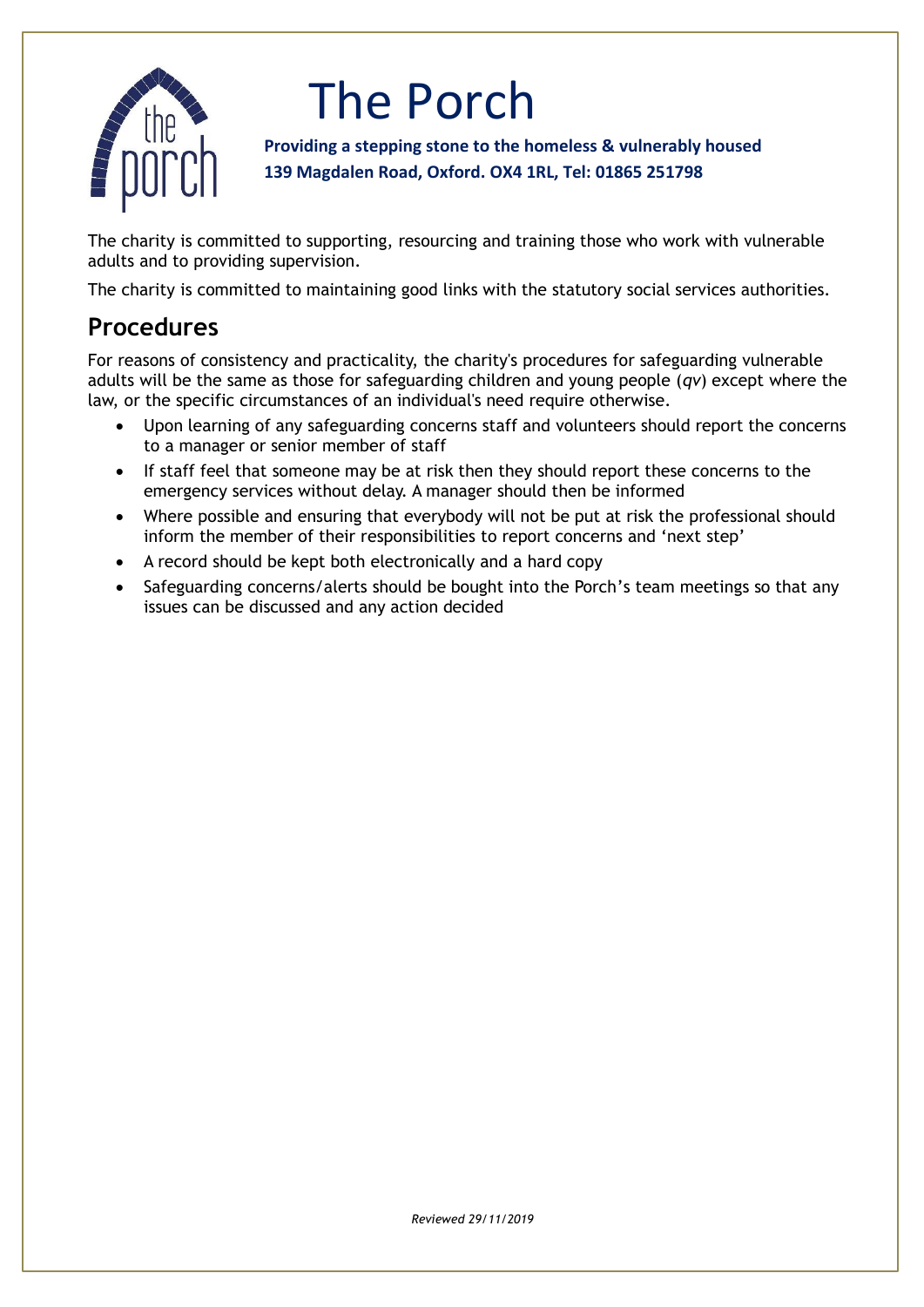# The Porch

**Providing a stepping stone to the homeless & vulnerably housed**
**139 Magdalen Road, Oxford. OX4 1RL, Tel: 01865 251798**

The charity is committed to supporting, resourcing and training those who work with vulnerable adults and to providing supervision.

The charity is committed to maintaining good links with the statutory social services authorities.

## Procedures

For reasons of consistency and practicality, the charity's procedures for safeguarding vulnerable adults will be the same as those for safeguarding children and young people (*qv*) except where the law, or the specific circumstances of an individual's need require otherwise.

- Upon learning of any safeguarding concerns staff and volunteers should report the concerns to a manager or senior member of staff
- If staff feel that someone may be at risk then they should report these concerns to the emergency services without delay. A manager should then be informed
- Where possible and ensuring that everybody will not be put at risk the professional should inform the member of their responsibilities to report concerns and 'next step'
- A record should be kept both electronically and a hard copy
- Safeguarding concerns/alerts should be bought into the Porch's team meetings so that any issues can be discussed and any action decided

*Reviewed 29/11/2019*